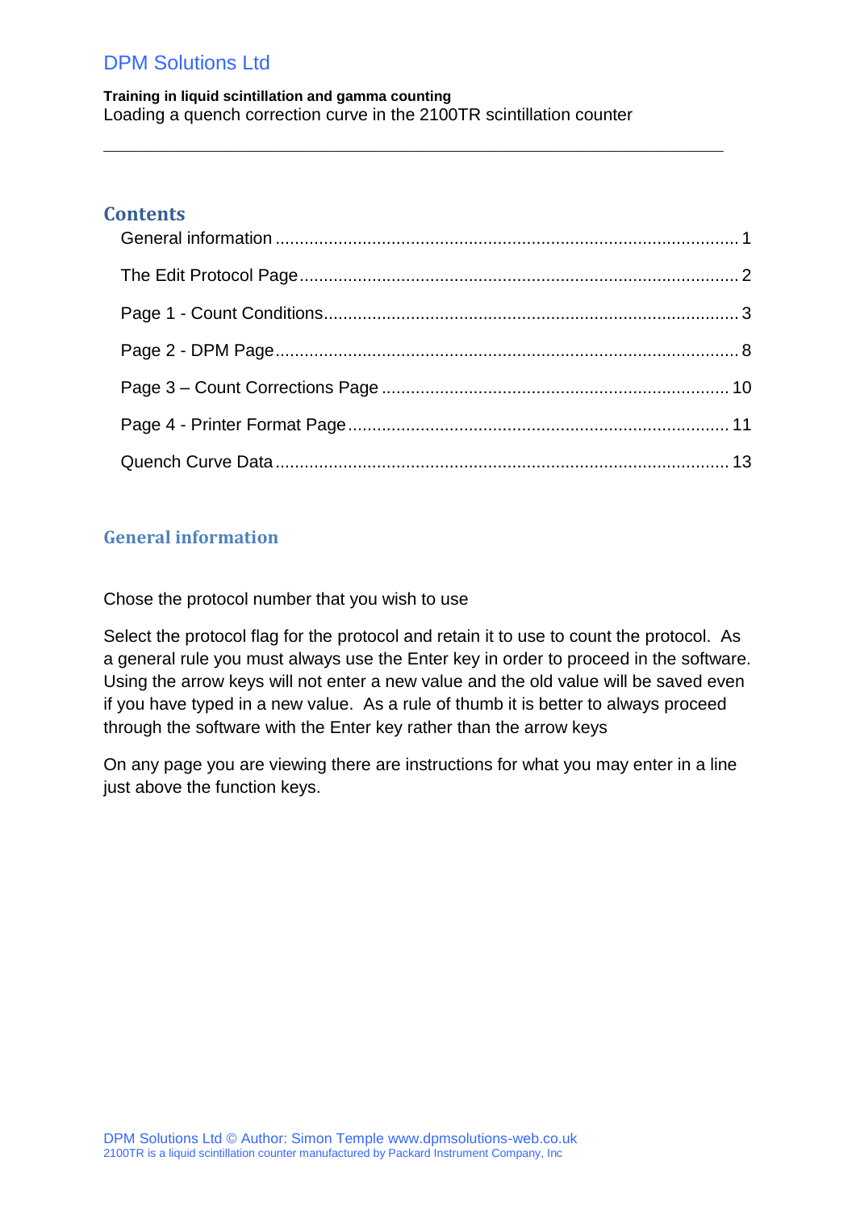# DPM Solutions Ltd

**Training in liquid scintillation and gamma counting**
Loading a quench correction curve in the 2100TR scintillation counter

---

## Contents

General information ........ 1

The Edit Protocol Page ........ 2

Page 1 - Count Conditions ........ 3

Page 2 - DPM Page ........ 8

Page 3 – Count Corrections Page ........ 10

Page 4 - Printer Format Page ........ 11

Quench Curve Data ........ 13

## General information

Chose the protocol number that you wish to use

Select the protocol flag for the protocol and retain it to use to count the protocol. As a general rule you must always use the Enter key in order to proceed in the software. Using the arrow keys will not enter a new value and the old value will be saved even if you have typed in a new value. As a rule of thumb it is better to always proceed through the software with the Enter key rather than the arrow keys

On any page you are viewing there are instructions for what you may enter in a line just above the function keys.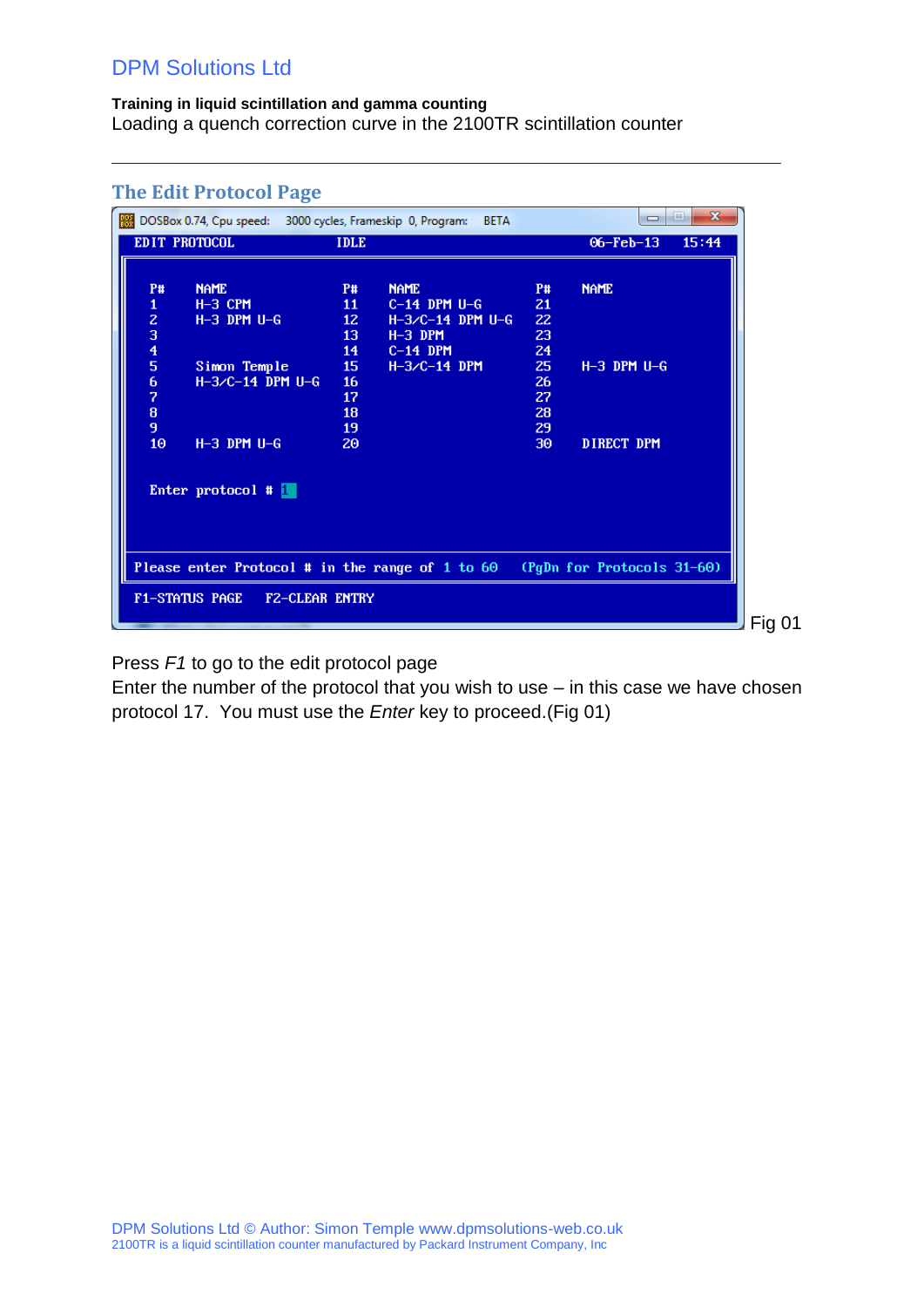## The Edit Protocol Page

```
DOSBox 0.74, Cpu speed:   3000 cycles, Frameskip 0, Program:   BETA

EDIT PROTOCOL                IDLE                       06-Feb-13    15:44

  P#     NAME                P#    NAME                P#    NAME
  1      H-3 CPM             11    C-14 DPM U-G        21
  2      H-3 DPM U-G         12    H-3/C-14 DPM U-G    22
  3                          13    H-3 DPM             23
  4                          14    C-14 DPM            24
  5      Simon Temple        15    H-3/C-14 DPM        25    H-3 DPM U-G
  6      H-3/C-14 DPM U-G    16                        26
  7                          17                        27
  8                          18                        28
  9                          19                        29
  10     H-3 DPM U-G         20                        30    DIRECT DPM

  Enter protocol # 1

Please enter Protocol # in the range of 1 to 60   (PgDn for Protocols 31-60)

F1-STATUS PAGE    F2-CLEAR ENTRY
```

Fig 01

Press *F1* to go to the edit protocol page
Enter the number of the protocol that you wish to use – in this case we have chosen protocol 17. You must use the *Enter* key to proceed.(Fig 01)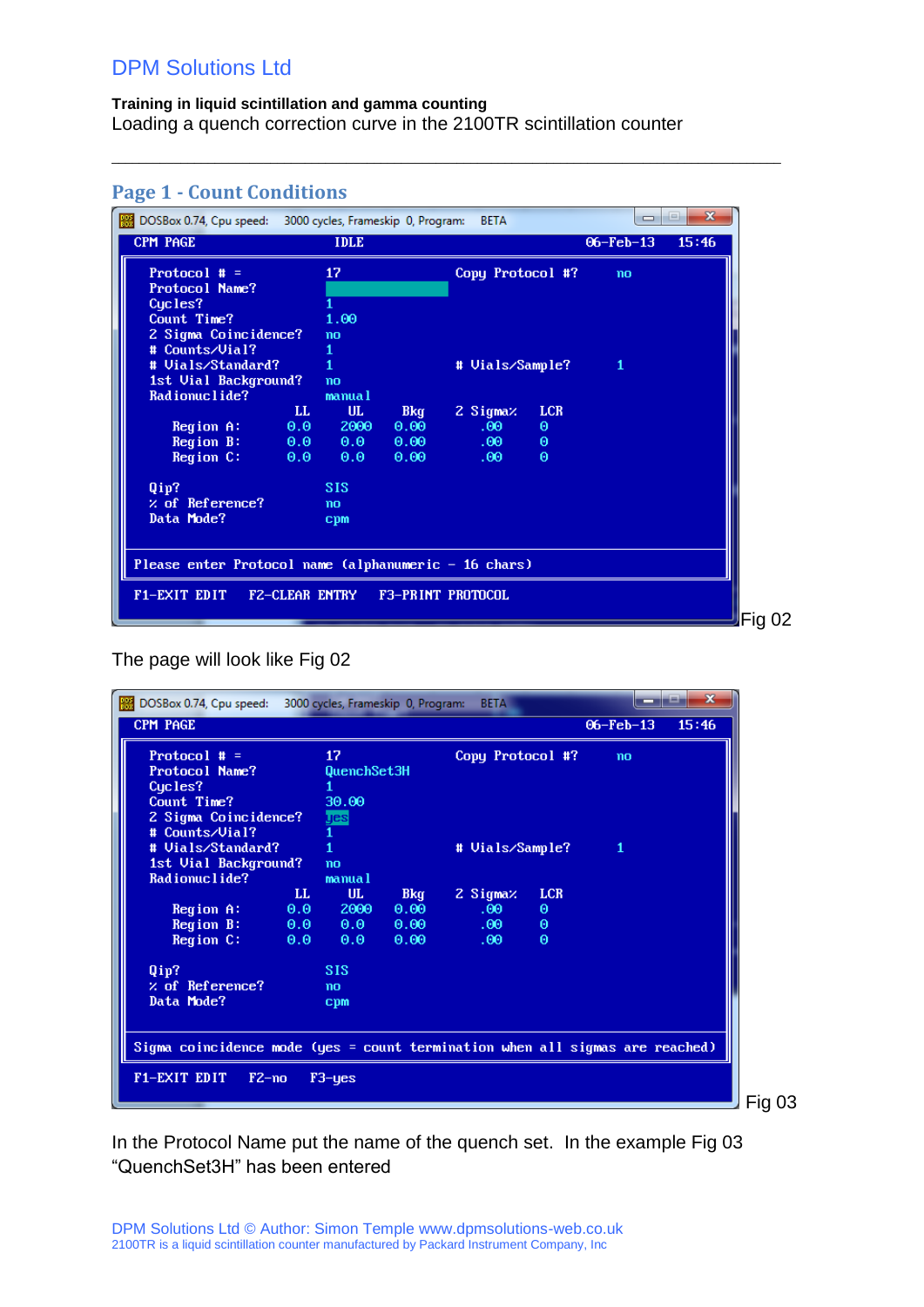DPM Solutions Ltd

**Training in liquid scintillation and gamma counting**

Loading a quench correction curve in the 2100TR scintillation counter

---

## Page 1 - Count Conditions

```
DOSBox 0.74, Cpu speed:    3000 cycles, Frameskip 0, Program:    BETA
CPM PAGE                    IDLE                          06-Feb-13   15:46

   Protocol # =              17                Copy Protocol #?     no
   Protocol Name?
   Cycles?                   1
   Count Time?               1.00
   2 Sigma Coincidence?      no
   # Counts/Vial?            1
   # Vials/Standard?         1                 # Vials/Sample?      1
   1st Vial Background?      no
   Radionuclide?             manual
                        LL     UL      Bkg     2 Sigma%   LCR
      Region A:         0.0    2000    0.00     .00       0
      Region B:         0.0    0.0     0.00     .00       0
      Region C:         0.0    0.0     0.00     .00       0

   Qip?                      SIS
   % of Reference?           no
   Data Mode?                cpm

 Please enter Protocol name (alphanumeric - 16 chars)

 F1-EXIT EDIT    F2-CLEAR ENTRY    F3-PRINT PROTOCOL
```

Fig 02

The page will look like Fig 02

```
DOSBox 0.74, Cpu speed:    3000 cycles, Frameskip 0, Program:    BETA
CPM PAGE                                                  06-Feb-13   15:46

   Protocol # =              17                Copy Protocol #?     no
   Protocol Name?            QuenchSet3H
   Cycles?                   1
   Count Time?               30.00
   2 Sigma Coincidence?      yes
   # Counts/Vial?            1
   # Vials/Standard?         1                 # Vials/Sample?      1
   1st Vial Background?      no
   Radionuclide?             manual
                        LL     UL      Bkg     2 Sigma%   LCR
      Region A:         0.0    2000    0.00     .00       0
      Region B:         0.0    0.0     0.00     .00       0
      Region C:         0.0    0.0     0.00     .00       0

   Qip?                      SIS
   % of Reference?           no
   Data Mode?                cpm

 Sigma coincidence mode (yes = count termination when all sigmas are reached)

 F1-EXIT EDIT    F2-no    F3-yes
```

Fig 03

In the Protocol Name put the name of the quench set. In the example Fig 03 "QuenchSet3H" has been entered

DPM Solutions Ltd © Author: Simon Temple www.dpmsolutions-web.co.uk

2100TR is a liquid scintillation counter manufactured by Packard Instrument Company, Inc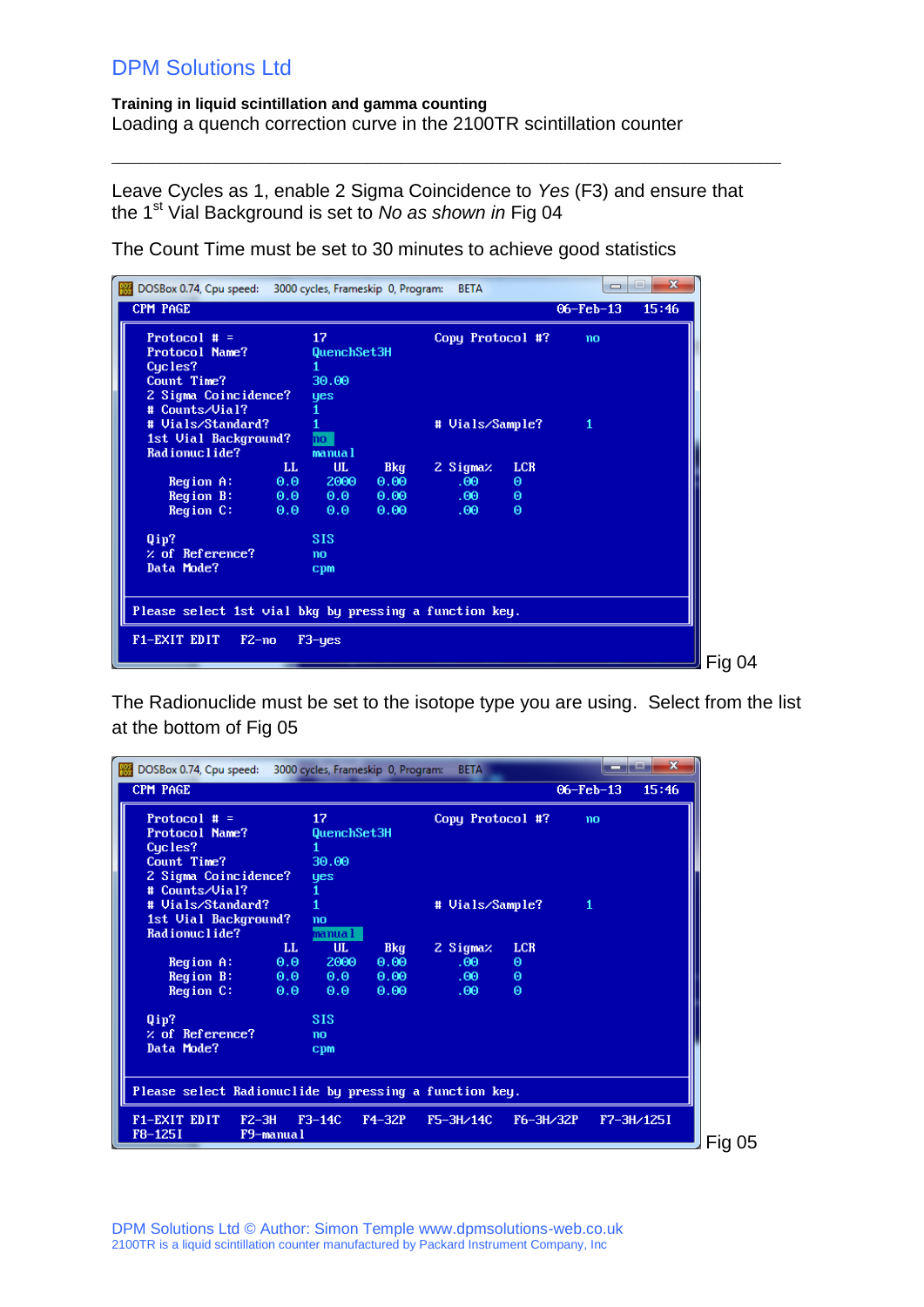Leave Cycles as 1, enable 2 Sigma Coincidence to *Yes* (F3) and ensure that the 1st Vial Background is set to *No as shown in* Fig 04

The Count Time must be set to 30 minutes to achieve good statistics

```
DOSBox 0.74, Cpu speed:   3000 cycles, Frameskip  0, Program:   BETA
CPM PAGE                                                  06-Feb-13    15:46

  Protocol # =               17                Copy Protocol #?      no
  Protocol Name?             QuenchSet3H
  Cycles?                    1
  Count Time?                30.00
  2 Sigma Coincidence?       yes
  # Counts/Vial?             1
  # Vials/Standard?          1                 # Vials/Sample?       1
  1st Vial Background?       no
  Radionuclide?              manual
                        LL     UL      Bkg     2 Sigma%   LCR
     Region A:         0.0    2000    0.00       .00       0
     Region B:         0.0    0.0     0.00       .00       0
     Region C:         0.0    0.0     0.00       .00       0

  Qip?                       SIS
  % of Reference?            no
  Data Mode?                 cpm

Please select 1st vial bkg by pressing a function key.

F1-EXIT EDIT    F2-no    F3-yes
```

Fig 04

The Radionuclide must be set to the isotope type you are using. Select from the list at the bottom of Fig 05

```
DOSBox 0.74, Cpu speed:   3000 cycles, Frameskip  0, Program:   BETA
CPM PAGE                                                  06-Feb-13    15:46

  Protocol # =               17                Copy Protocol #?      no
  Protocol Name?             QuenchSet3H
  Cycles?                    1
  Count Time?                30.00
  2 Sigma Coincidence?       yes
  # Counts/Vial?             1
  # Vials/Standard?          1                 # Vials/Sample?       1
  1st Vial Background?       no
  Radionuclide?              manual
                        LL     UL      Bkg     2 Sigma%   LCR
     Region A:         0.0    2000    0.00       .00       0
     Region B:         0.0    0.0     0.00       .00       0
     Region C:         0.0    0.0     0.00       .00       0

  Qip?                       SIS
  % of Reference?            no
  Data Mode?                 cpm

Please select Radionuclide by pressing a function key.

F1-EXIT EDIT    F2-3H    F3-14C    F4-32P    F5-3H/14C    F6-3H/32P    F7-3H/125I
F8-125I         F9-manual
```

Fig 05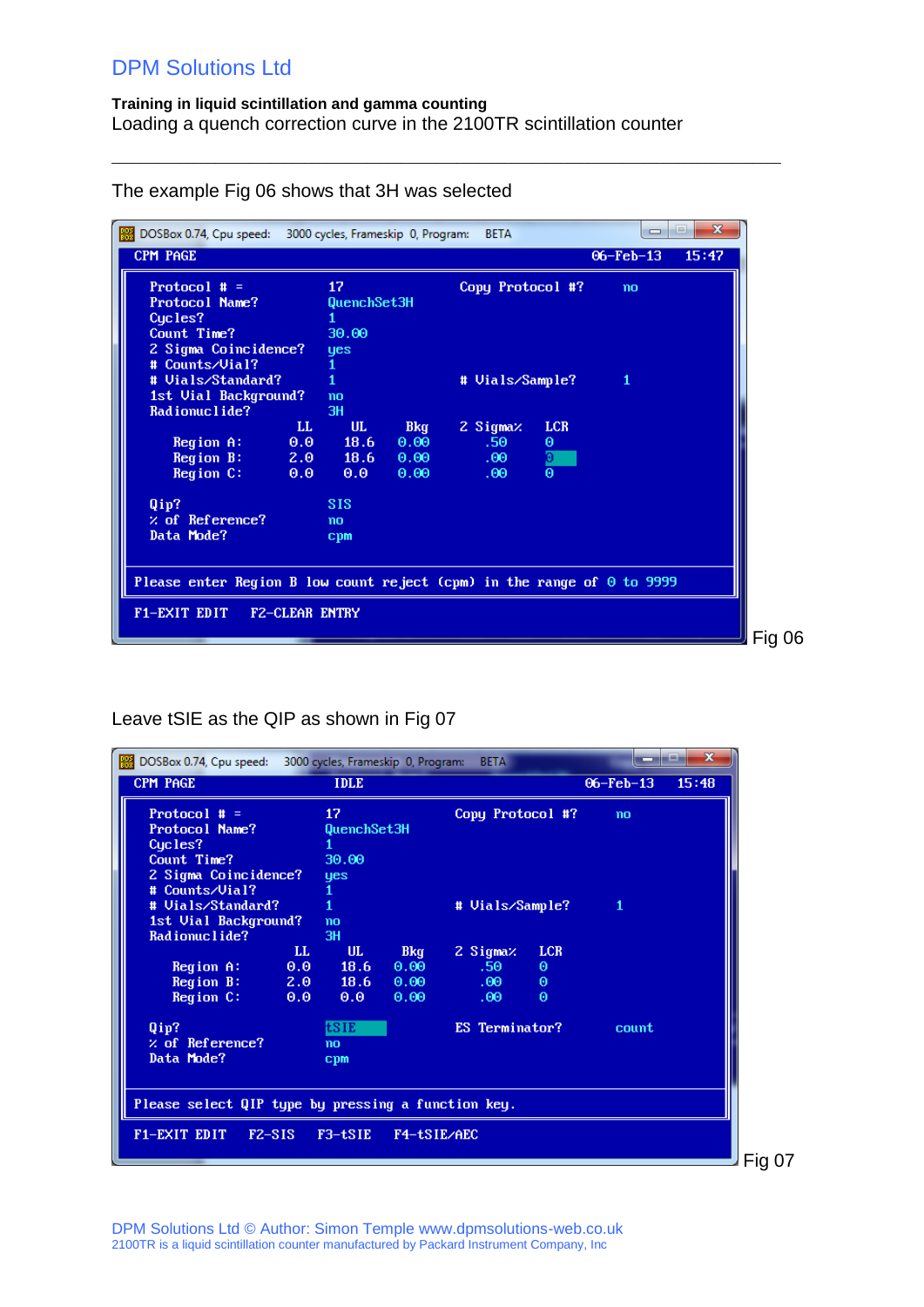The example Fig 06 shows that 3H was selected

```
DOSBox 0.74, Cpu speed:    3000 cycles, Frameskip  0, Program:    BETA
CPM PAGE                                                06-Feb-13   15:47

  Protocol # =              17                  Copy Protocol #?     no
  Protocol Name?            QuenchSet3H
  Cycles?                   1
  Count Time?               30.00
  2 Sigma Coincidence?      yes
  # Counts/Vial?            1
  # Vials/Standard?         1                   # Vials/Sample?      1
  1st Vial Background?      no
  Radionuclide?             3H
                       LL       UL      Bkg     2 Sigma%    LCR
     Region A:         0.0      18.6    0.00      .50       0
     Region B:         2.0      18.6    0.00      .00       0
     Region C:         0.0      0.0     0.00      .00       0

  Qip?                      SIS
  % of Reference?           no
  Data Mode?                cpm

Please enter Region B low count reject (cpm) in the range of 0 to 9999

F1-EXIT EDIT    F2-CLEAR ENTRY
```

Fig 06

Leave tSIE as the QIP as shown in Fig 07

```
DOSBox 0.74, Cpu speed:    3000 cycles, Frameskip  0, Program:    BETA
CPM PAGE                    IDLE                        06-Feb-13   15:48

  Protocol # =              17                  Copy Protocol #?     no
  Protocol Name?            QuenchSet3H
  Cycles?                   1
  Count Time?               30.00
  2 Sigma Coincidence?      yes
  # Counts/Vial?            1
  # Vials/Standard?         1                   # Vials/Sample?      1
  1st Vial Background?      no
  Radionuclide?             3H
                       LL       UL      Bkg     2 Sigma%    LCR
     Region A:         0.0      18.6    0.00      .50       0
     Region B:         2.0      18.6    0.00      .00       0
     Region C:         0.0      0.0     0.00      .00       0

  Qip?                      tSIE                ES Terminator?       count
  % of Reference?           no
  Data Mode?                cpm

Please select QIP type by pressing a function key.

F1-EXIT EDIT   F2-SIS   F3-tSIE   F4-tSIE/AEC
```

Fig 07

DPM Solutions Ltd © Author: Simon Temple www.dpmsolutions-web.co.uk
2100TR is a liquid scintillation counter manufactured by Packard Instrument Company, Inc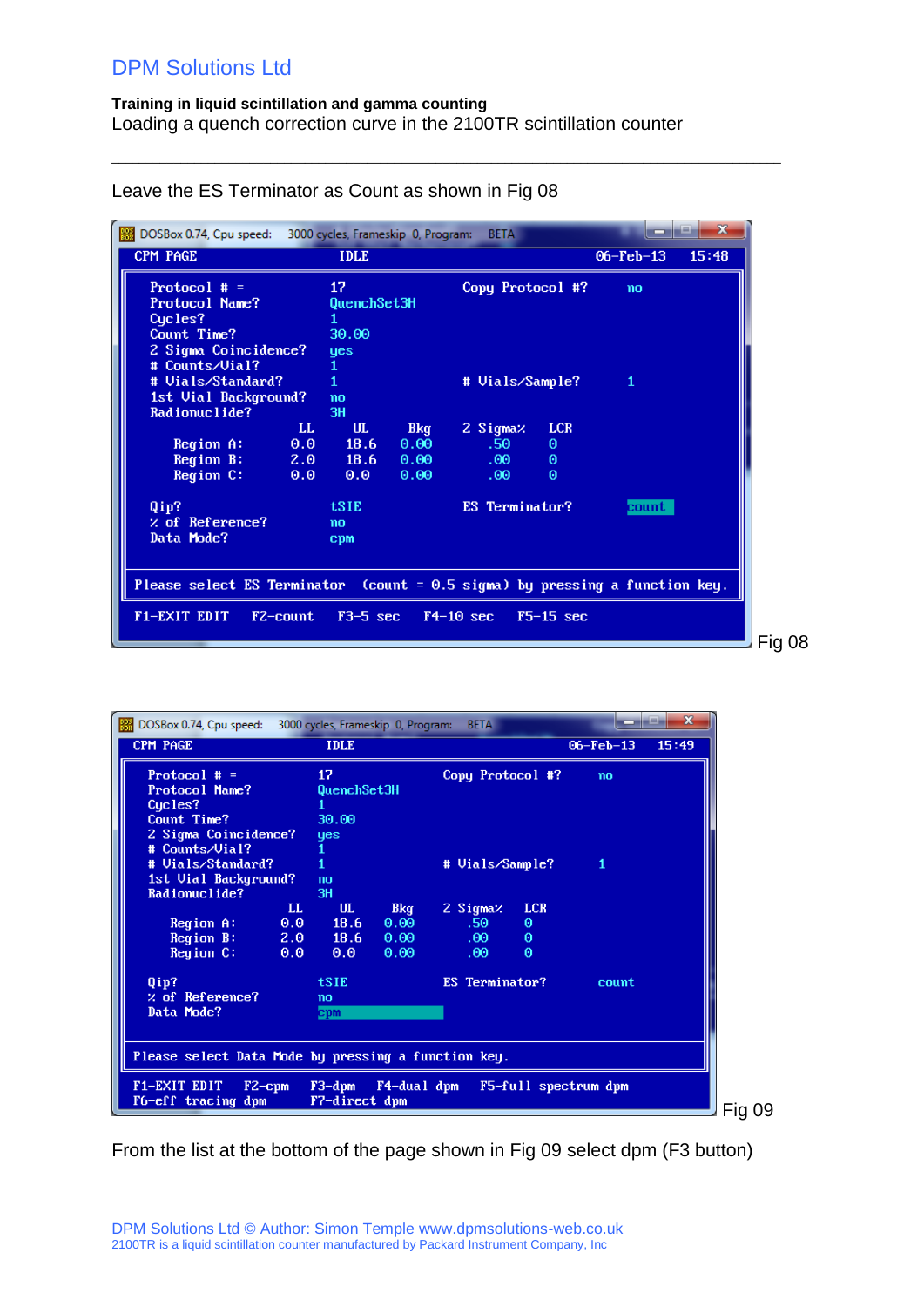Leave the ES Terminator as Count as shown in Fig 08

```
DOSBox 0.74, Cpu speed:    3000 cycles, Frameskip  0, Program:    BETA
CPM PAGE                    IDLE                          06-Feb-13     15:48

   Protocol # =               17              Copy Protocol #?      no
   Protocol Name?             QuenchSet3H
   Cycles?                    1
   Count Time?                30.00
   2 Sigma Coincidence?       yes
   # Counts/Vial?             1
   # Vials/Standard?          1               # Vials/Sample?       1
   1st Vial Background?       no
   Radionuclide?              3H
                       LL     UL      Bkg     2 Sigma%    LCR
      Region A:        0.0    18.6    0.00     .50        0
      Region B:        2.0    18.6    0.00     .00        0
      Region C:        0.0    0.0     0.00     .00        0

   Qip?                       tSIE            ES Terminator?        count
   % of Reference?            no
   Data Mode?                 cpm

 Please select ES Terminator  (count = 0.5 sigma) by pressing a function key.

 F1-EXIT EDIT    F2-count    F3-5 sec    F4-10 sec    F5-15 sec
```

Fig 08

```
DOSBox 0.74, Cpu speed:    3000 cycles, Frameskip  0, Program:    BETA
CPM PAGE                    IDLE                          06-Feb-13     15:49

   Protocol # =               17              Copy Protocol #?      no
   Protocol Name?             QuenchSet3H
   Cycles?                    1
   Count Time?                30.00
   2 Sigma Coincidence?       yes
   # Counts/Vial?             1
   # Vials/Standard?          1               # Vials/Sample?       1
   1st Vial Background?       no
   Radionuclide?              3H
                       LL     UL      Bkg     2 Sigma%    LCR
      Region A:        0.0    18.6    0.00     .50        0
      Region B:        2.0    18.6    0.00     .00        0
      Region C:        0.0    0.0     0.00     .00        0

   Qip?                       tSIE            ES Terminator?        count
   % of Reference?            no
   Data Mode?                 cpm

 Please select Data Mode by pressing a function key.

 F1-EXIT EDIT    F2-cpm    F3-dpm    F4-dual dpm    F5-full spectrum dpm
 F6-eff tracing dpm        F7-direct dpm
```

Fig 09

From the list at the bottom of the page shown in Fig 09 select dpm (F3 button)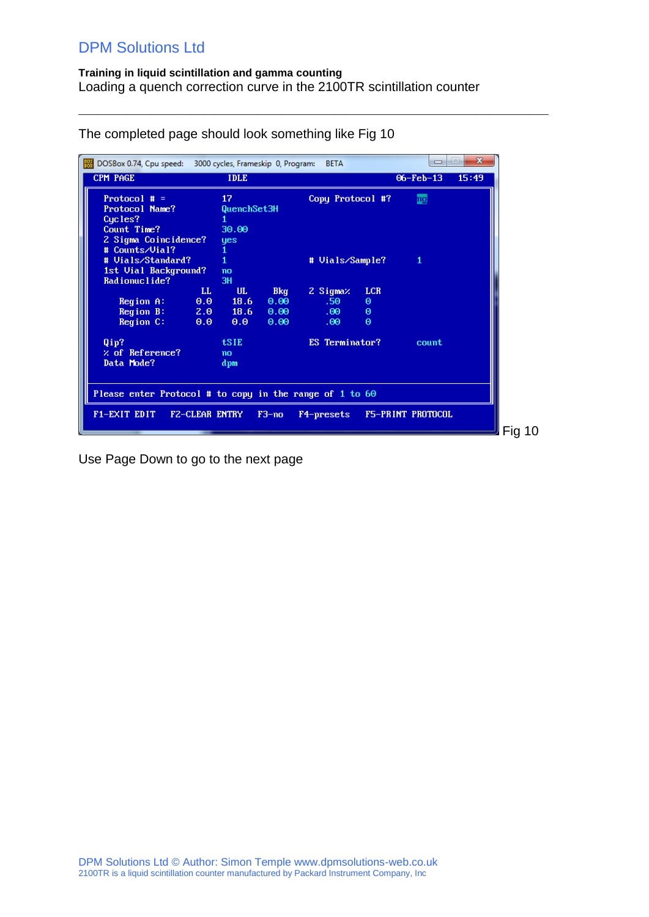The completed page should look something like Fig 10

```
DOSBox 0.74, Cpu speed:    3000 cycles, Frameskip  0, Program:    BETA

CPM PAGE                   IDLE                           06-Feb-13    15:49

  Protocol # =             17             Copy Protocol #?       no
  Protocol Name?           QuenchSet3H
  Cycles?                  1
  Count Time?              30.00
  2 Sigma Coincidence?     yes
  # Counts/Vial?           1
  # Vials/Standard?        1              # Vials/Sample?        1
  1st Vial Background?     no
  Radionuclide?            3H
                      LL      UL     Bkg    2 Sigma%   LCR
     Region A:       0.0    18.6    0.00       .50     0
     Region B:       2.0    18.6    0.00       .00     0
     Region C:       0.0     0.0    0.00       .00     0

  Qip?                     tSIE           ES Terminator?         count
  % of Reference?          no
  Data Mode?               dpm

Please enter Protocol # to copy in the range of 1 to 60

F1-EXIT EDIT   F2-CLEAR ENTRY   F3-no   F4-presets   F5-PRINT PROTOCOL
```

Fig 10

Use Page Down to go to the next page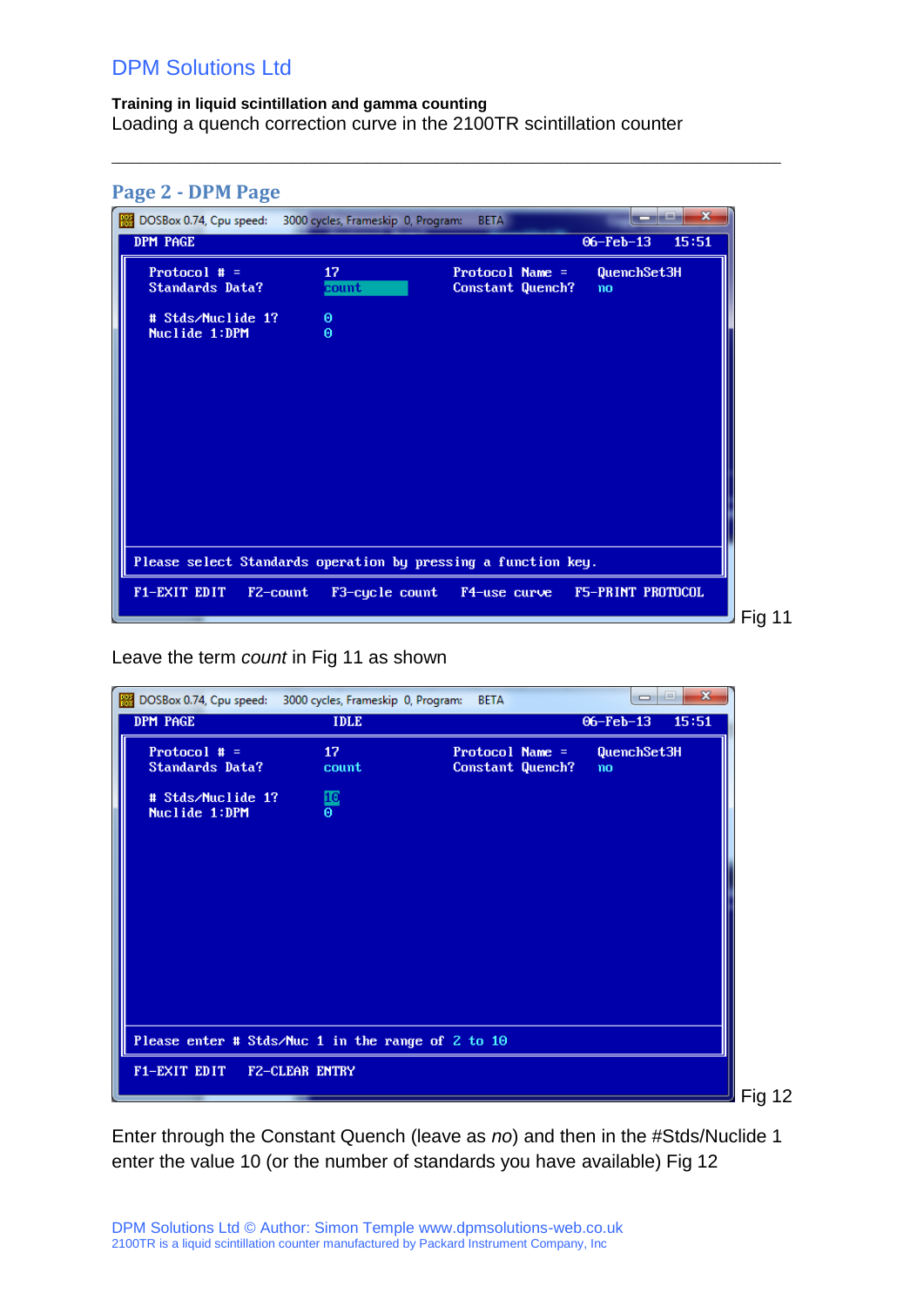## Page 2 - DPM Page

```
DOSBox 0.74, Cpu speed:   3000 cycles, Frameskip 0, Program:   BETA
DPM PAGE                                              06-Feb-13   15:51

  Protocol # =            17              Protocol Name =    QuenchSet3H
  Standards Data?         count           Constant Quench?   no

  # Stds/Nuclide 1?       0
  Nuclide 1:DPM           0

Please select Standards operation by pressing a function key.

F1-EXIT EDIT   F2-count   F3-cycle count   F4-use curve   F5-PRINT PROTOCOL
```

Fig 11

Leave the term *count* in Fig 11 as shown

```
DOSBox 0.74, Cpu speed:   3000 cycles, Frameskip 0, Program:   BETA
DPM PAGE                    IDLE                      06-Feb-13   15:51

  Protocol # =            17              Protocol Name =    QuenchSet3H
  Standards Data?         count           Constant Quench?   no

  # Stds/Nuclide 1?       10
  Nuclide 1:DPM           0

Please enter # Stds/Nuc 1 in the range of 2 to 10

F1-EXIT EDIT   F2-CLEAR ENTRY
```

Fig 12

Enter through the Constant Quench (leave as *no*) and then in the #Stds/Nuclide 1 enter the value 10 (or the number of standards you have available) Fig 12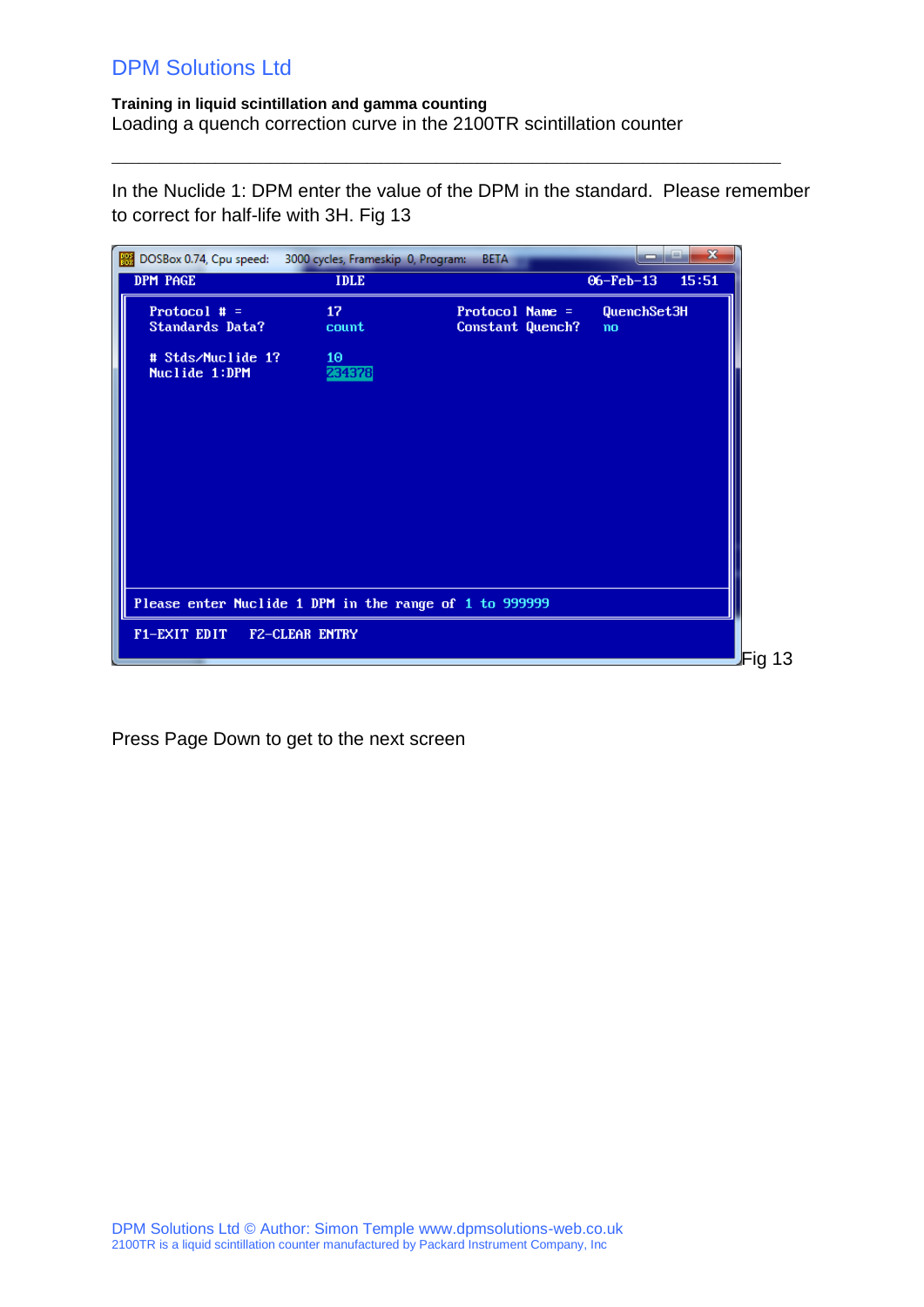In the Nuclide 1: DPM enter the value of the DPM in the standard. Please remember to correct for half-life with 3H. Fig 13

```
DOSBox 0.74, Cpu speed:    3000 cycles, Frameskip 0, Program:    BETA
DPM PAGE                   IDLE                          06-Feb-13   15:51

  Protocol # =           17                 Protocol Name =    QuenchSet3H
  Standards Data?        count              Constant Quench?   no

  # Stds/Nuclide 1?      10
  Nuclide 1:DPM          234378

Please enter Nuclide 1 DPM in the range of 1 to 999999

F1-EXIT EDIT    F2-CLEAR ENTRY
```

Fig 13

Press Page Down to get to the next screen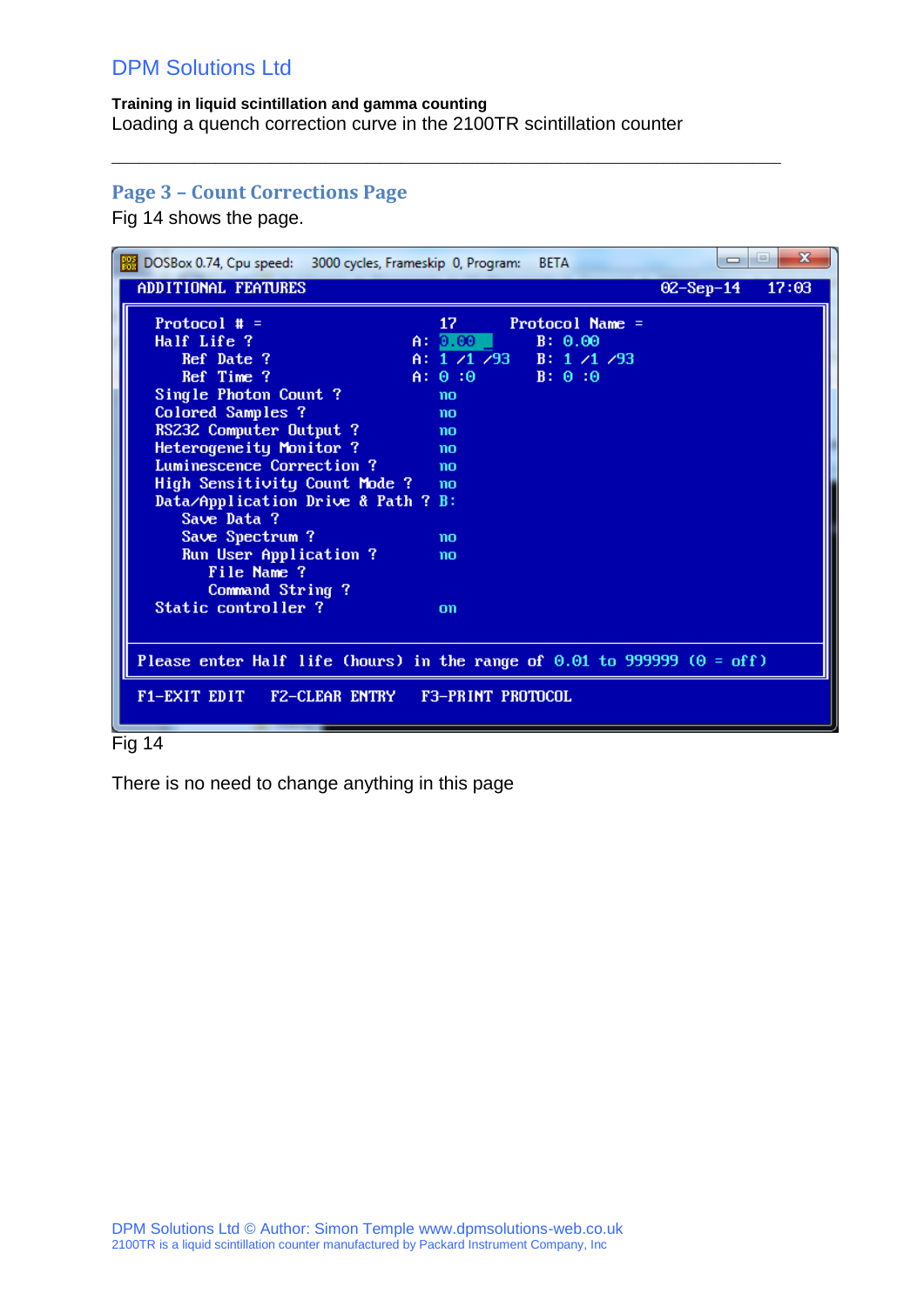## Page 3 – Count Corrections Page

Fig 14 shows the page.

```
ADDITIONAL FEATURES                                    02-Sep-14   17:03

   Protocol # =                       17      Protocol Name =
   Half Life ?                     A: 0.00 _       B: 0.00
      Ref Date ?                   A: 1 /1 /93     B: 1 /1 /93
      Ref Time ?                   A: 0 :0         B: 0 :0
   Single Photon Count ?              no
   Colored Samples ?                  no
   RS232 Computer Output ?            no
   Heterogeneity Monitor ?            no
   Luminescence Correction ?          no
   High Sensitivity Count Mode ?      no
   Data/Application Drive & Path ? B:
      Save Data ?
      Save Spectrum ?                 no
      Run User Application ?          no
         File Name ?
         Command String ?
   Static controller ?                on

 Please enter Half life (hours) in the range of 0.01 to 999999 (0 = off)

 F1-EXIT EDIT   F2-CLEAR ENTRY   F3-PRINT PROTOCOL
```

Fig 14

There is no need to change anything in this page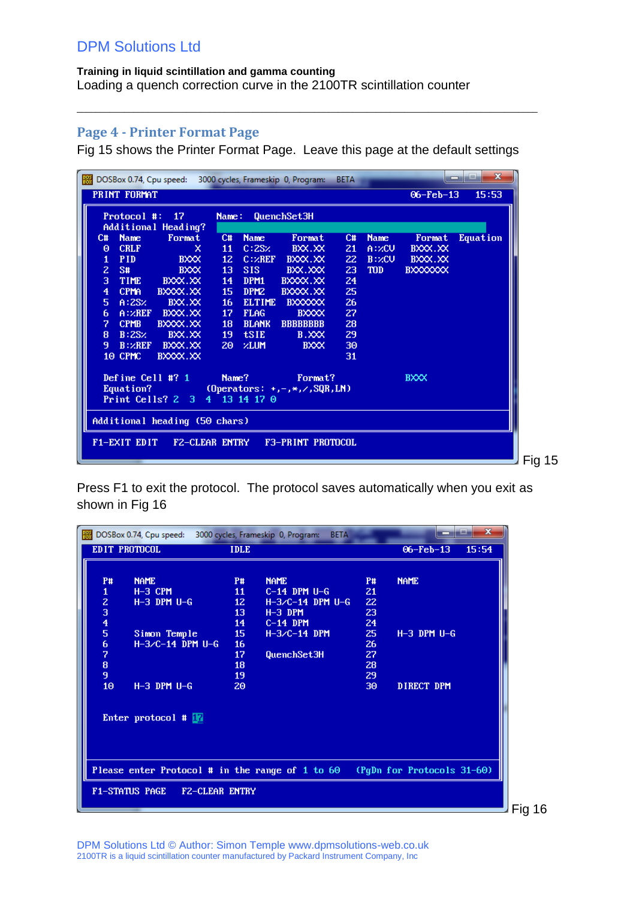## Page 4 - Printer Format Page

Fig 15 shows the Printer Format Page. Leave this page at the default settings

```
PRINT FORMAT                                              06-Feb-13    15:53

  Protocol #:  17          Name:  QuenchSet3H
  Additional Heading?
 C#  Name        Format    C#  Name       Format    C#  Name      Format   Equation
 0   CRLF             X    11  C:2S%      BXX.XX    21  A:%CU     BXXX.XX
 1   PID           BXXX    12  C:%REF    BXXX.XX    22  B:%CU     BXXX.XX
 2   S#            BXXX    13  SIS        BXX.XXX   23  TOD       BXXXXXXX
 3   TIME       BXXX.XX    14  DPM1     BXXXX.XX    24
 4   CPMA      BXXXX.XX    15  DPM2     BXXXX.XX    25
 5   A:2S%       BXX.XX    16  ELTIME    BXXXXXX    26
 6   A:%REF     BXXX.XX    17  FLAG         BXXXX   27
 7   CPMB      BXXXX.XX    18  BLANK    BBBBBBBB    28
 8   B:2S%       BXX.XX    19  tSIE       B.XXX     29
 9   B:%REF     BXXX.XX    20  %LUM          BXXX   30
 10  CPMC      BXXXX.XX                             31

  Define Cell #? 1        Name?          Format?             BXXX
  Equation?           (Operators: +,-,*,/,SQR,LN)
  Print Cells? 2   3   4   13 14 17 0

 Additional heading (50 chars)

 F1-EXIT EDIT   F2-CLEAR ENTRY   F3-PRINT PROTOCOL
```

Fig 15

Press F1 to exit the protocol. The protocol saves automatically when you exit as shown in Fig 16

```
EDIT PROTOCOL            IDLE                              06-Feb-13    15:54

  P#     NAME                P#     NAME                P#     NAME
  1      H-3 CPM             11     C-14 DPM U-G        21
  2      H-3 DPM U-G         12     H-3/C-14 DPM U-G    22
  3                          13     H-3 DPM             23
  4                          14     C-14 DPM            24
  5      Simon Temple        15     H-3/C-14 DPM        25     H-3 DPM U-G
  6      H-3/C-14 DPM U-G    16                         26
  7                          17     QuenchSet3H         27
  8                          18                         28
  9                          19                         29
  10     H-3 DPM U-G         20                         30     DIRECT DPM

  Enter protocol # 17

 Please enter Protocol # in the range of 1 to 60   (PgDn for Protocols 31-60)

 F1-STATUS PAGE   F2-CLEAR ENTRY
```

Fig 16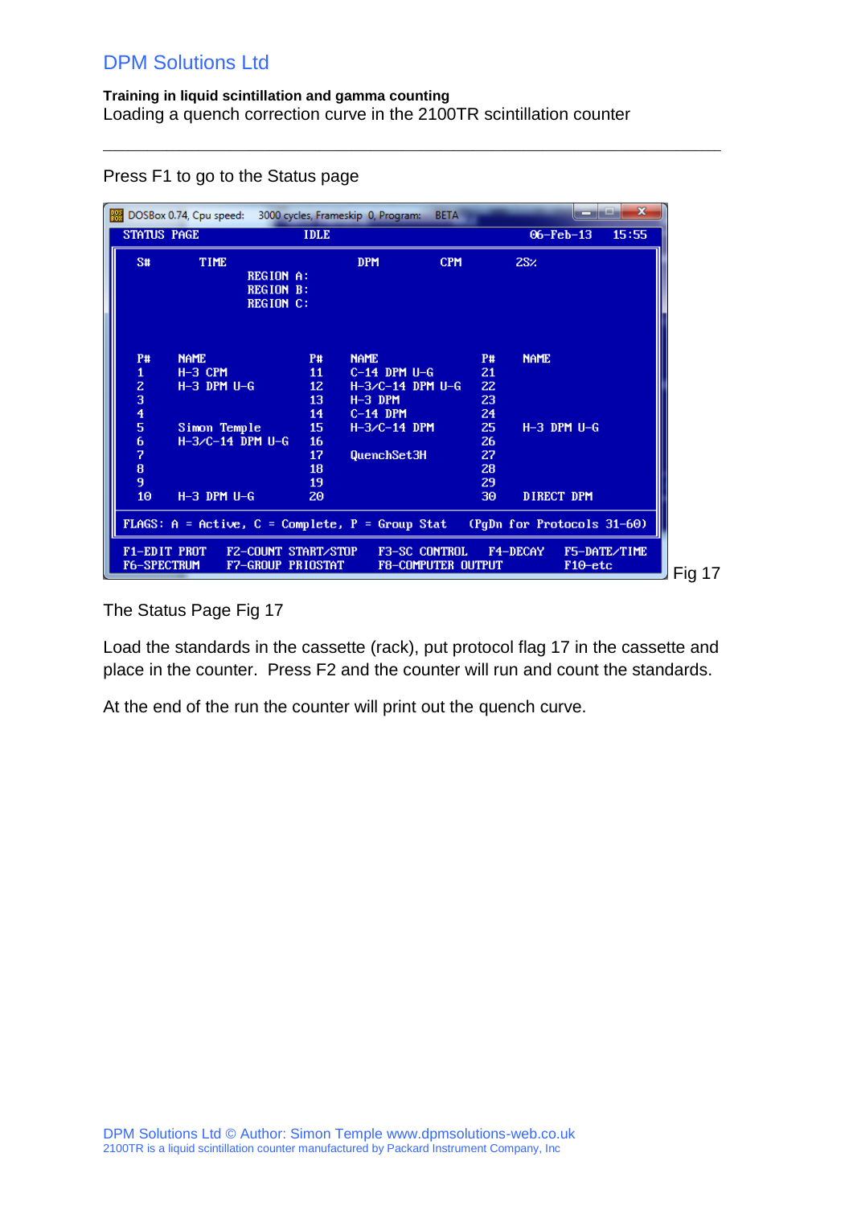Press F1 to go to the Status page

```
STATUS PAGE                    IDLE                       06-Feb-13    15:55

 S#       TIME                         DPM          CPM          2S%
                      REGION A:
                      REGION B:
                      REGION C:

 P#    NAME                P#    NAME                P#     NAME
 1     H-3 CPM             11    C-14 DPM U-G        21
 2     H-3 DPM U-G         12    H-3/C-14 DPM U-G    22
 3                         13    H-3 DPM             23
 4                         14    C-14 DPM            24
 5     Simon Temple        15    H-3/C-14 DPM        25     H-3 DPM U-G
 6     H-3/C-14 DPM U-G    16                        26
 7                         17    QuenchSet3H         27
 8                         18                        28
 9                         19                        29
 10    H-3 DPM U-G         20                        30     DIRECT DPM

 FLAGS: A = Active, C = Complete, P = Group Stat   (PgDn for Protocols 31-60)

 F1-EDIT PROT    F2-COUNT START/STOP    F3-SC CONTROL    F4-DECAY    F5-DATE/TIME
 F6-SPECTRUM     F7-GROUP PRIOSTAT      F8-COMPUTER OUTPUT           F10-etc
```

Fig 17

The Status Page Fig 17

Load the standards in the cassette (rack), put protocol flag 17 in the cassette and place in the counter. Press F2 and the counter will run and count the standards.

At the end of the run the counter will print out the quench curve.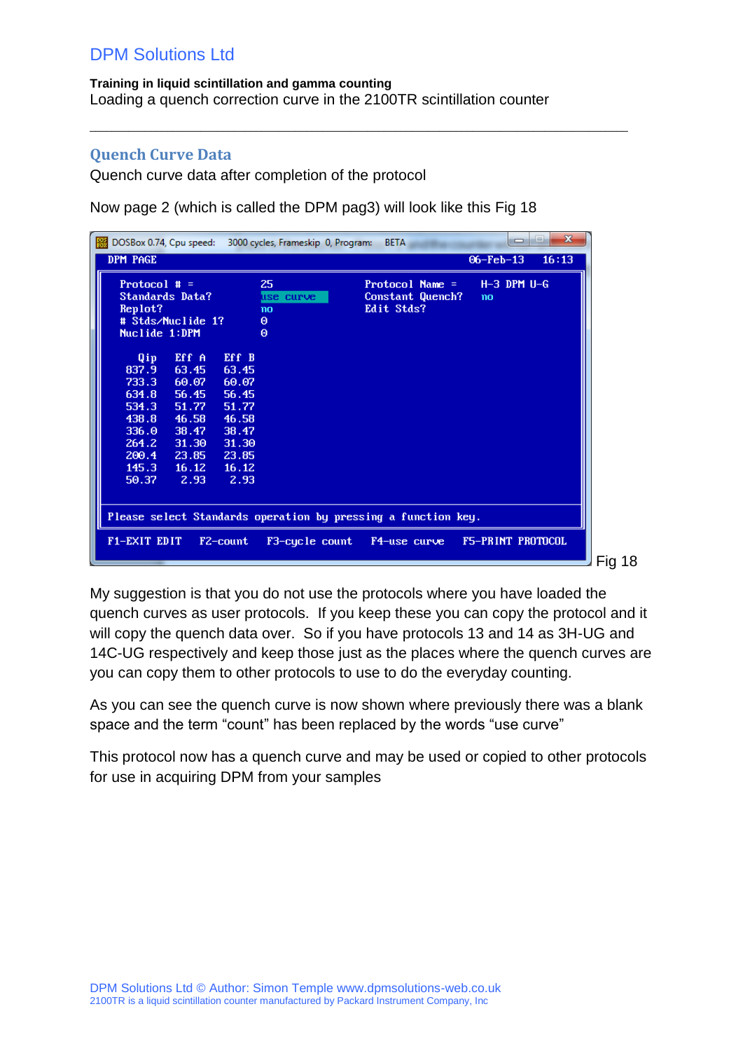# DPM Solutions Ltd

**Training in liquid scintillation and gamma counting**
Loading a quench correction curve in the 2100TR scintillation counter

## Quench Curve Data

Quench curve data after completion of the protocol

Now page 2 (which is called the DPM pag3) will look like this Fig 18

```
DOSBox 0.74, Cpu speed:   3000 cycles, Frameskip 0, Program:   BETA
DPM PAGE                                              06-Feb-13    16:13

  Protocol # =           25              Protocol Name =    H-3 DPM U-G
  Standards Data?        use curve       Constant Quench?   no
  Replot?                no              Edit Stds?
  # Stds/Nuclide 1?      0
  Nuclide 1:DPM          0

    Qip     Eff A    Eff B
   837.9    63.45    63.45
   733.3    60.07    60.07
   634.8    56.45    56.45
   534.3    51.77    51.77
   438.8    46.58    46.58
   336.0    38.47    38.47
   264.2    31.30    31.30
   200.4    23.85    23.85
   145.3    16.12    16.12
    50.37    2.93     2.93

 Please select Standards operation by pressing a function key.

 F1-EXIT EDIT    F2-count    F3-cycle count    F4-use curve    F5-PRINT PROTOCOL
```

Fig 18

My suggestion is that you do not use the protocols where you have loaded the quench curves as user protocols. If you keep these you can copy the protocol and it will copy the quench data over. So if you have protocols 13 and 14 as 3H-UG and 14C-UG respectively and keep those just as the places where the quench curves are you can copy them to other protocols to use to do the everyday counting.

As you can see the quench curve is now shown where previously there was a blank space and the term "count" has been replaced by the words "use curve"

This protocol now has a quench curve and may be used or copied to other protocols for use in acquiring DPM from your samples